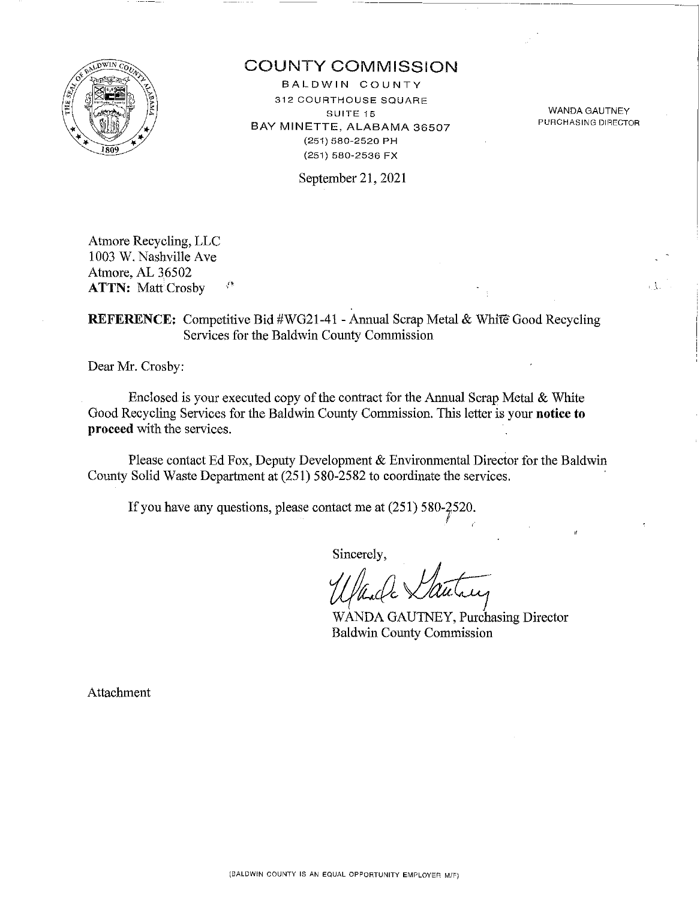# COUNTY COMMISSION

BALDWIN COUNTY
312 COURTHOUSE SQUARE
SUITE 15
BAY MINETTE, ALABAMA 36507
(251) 580-2520 PH
(251) 580-2536 FX

WANDA GAUTNEY
PURCHASING DIRECTOR

September 21, 2021

Atmore Recycling, LLC
1003 W. Nashville Ave
Atmore, AL 36502
**ATTN:** Matt Crosby

**REFERENCE:** Competitive Bid #WG21-41 - Annual Scrap Metal & White Good Recycling Services for the Baldwin County Commission

Dear Mr. Crosby:

Enclosed is your executed copy of the contract for the Annual Scrap Metal & White Good Recycling Services for the Baldwin County Commission. This letter is your **notice to proceed** with the services.

Please contact Ed Fox, Deputy Development & Environmental Director for the Baldwin County Solid Waste Department at (251) 580-2582 to coordinate the services.

If you have any questions, please contact me at (251) 580-2520.

Sincerely,

WANDA GAUTNEY, Purchasing Director
Baldwin County Commission

Attachment

(BALDWIN COUNTY IS AN EQUAL OPPORTUNITY EMPLOYER M/F)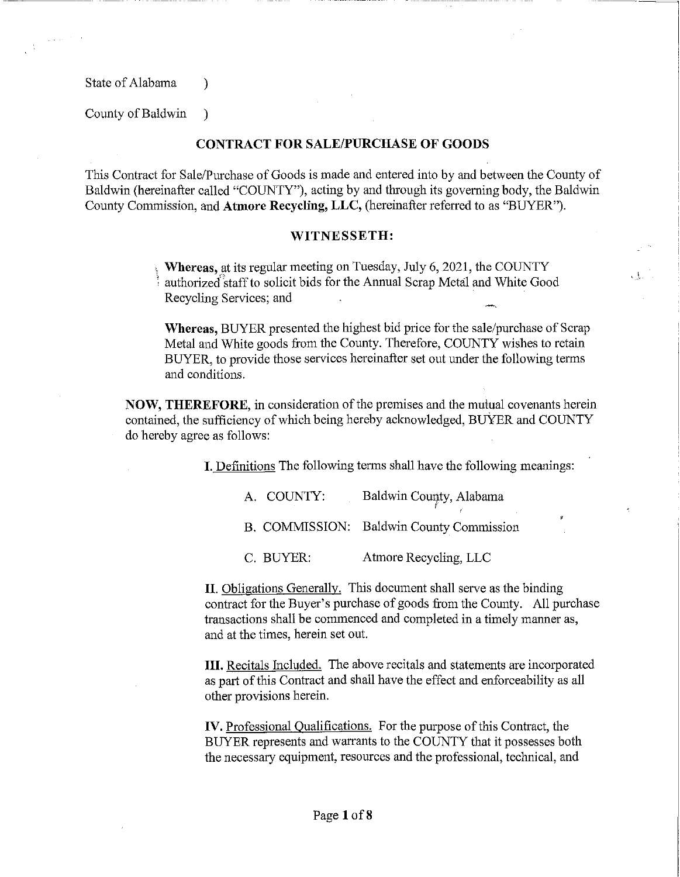State of Alabama )

County of Baldwin )

## CONTRACT FOR SALE/PURCHASE OF GOODS

This Contract for Sale/Purchase of Goods is made and entered into by and between the County of Baldwin (hereinafter called "COUNTY"), acting by and through its governing body, the Baldwin County Commission, and **Atmore Recycling, LLC,** (hereinafter referred to as "BUYER").

### WITNESSETH:

**Whereas,** at its regular meeting on Tuesday, July 6, 2021, the COUNTY authorized staff to solicit bids for the Annual Scrap Metal and White Good Recycling Services; and

**Whereas,** BUYER presented the highest bid price for the sale/purchase of Scrap Metal and White goods from the County. Therefore, COUNTY wishes to retain BUYER, to provide those services hereinafter set out under the following terms and conditions.

**NOW, THEREFORE,** in consideration of the premises and the mutual covenants herein contained, the sufficiency of which being hereby acknowledged, BUYER and COUNTY do hereby agree as follows:

**I.** Definitions The following terms shall have the following meanings:

A. COUNTY: Baldwin County, Alabama

B. COMMISSION: Baldwin County Commission

C. BUYER: Atmore Recycling, LLC

**II.** Obligations Generally. This document shall serve as the binding contract for the Buyer's purchase of goods from the County. All purchase transactions shall be commenced and completed in a timely manner as, and at the times, herein set out.

**III.** Recitals Included. The above recitals and statements are incorporated as part of this Contract and shall have the effect and enforceability as all other provisions herein.

**IV.** Professional Qualifications. For the purpose of this Contract, the BUYER represents and warrants to the COUNTY that it possesses both the necessary equipment, resources and the professional, technical, and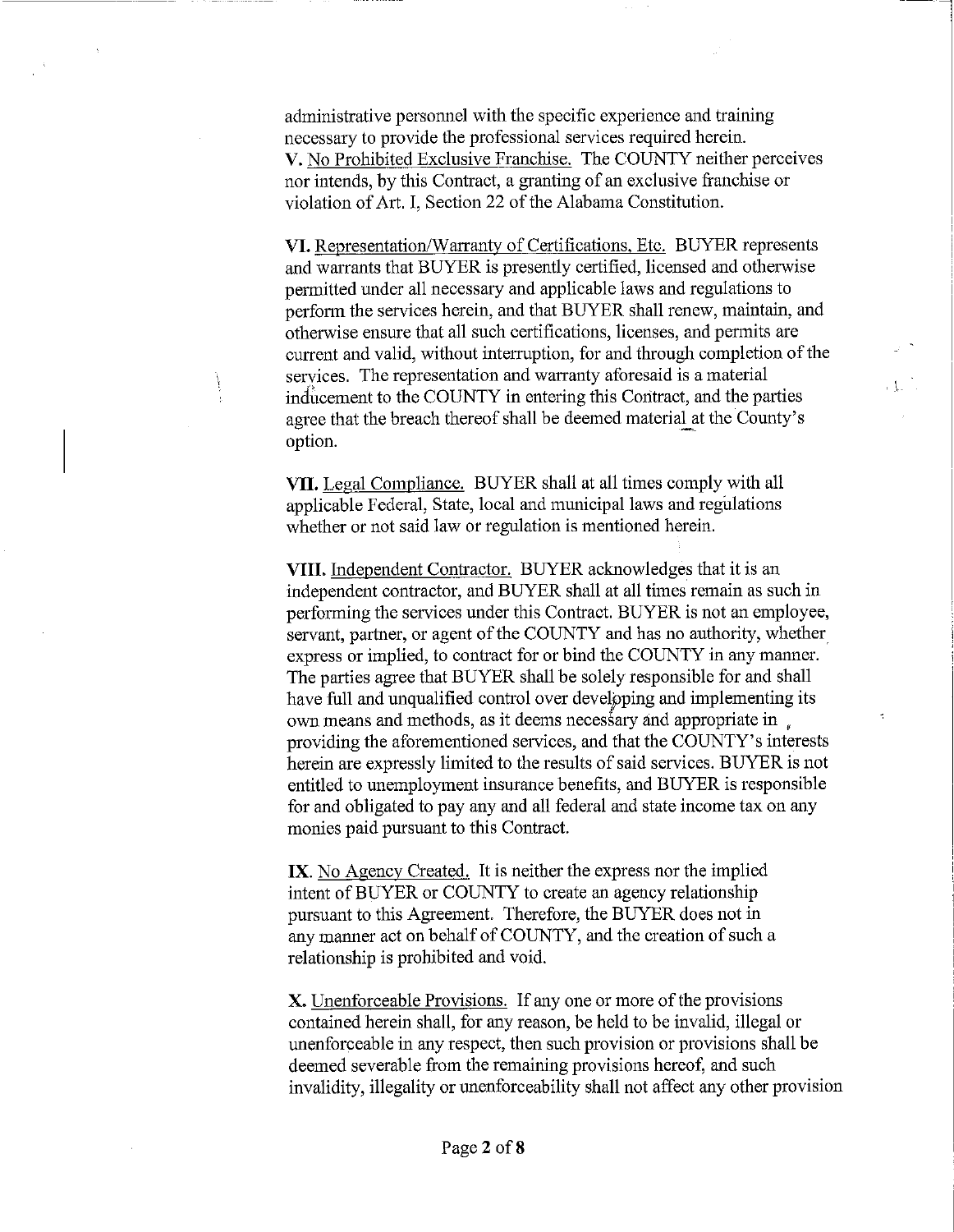administrative personnel with the specific experience and training necessary to provide the professional services required herein.

**V.** <u>No Prohibited Exclusive Franchise.</u> The COUNTY neither perceives nor intends, by this Contract, a granting of an exclusive franchise or violation of Art. I, Section 22 of the Alabama Constitution.

**VI.** <u>Representation/Warranty of Certifications, Etc.</u> BUYER represents and warrants that BUYER is presently certified, licensed and otherwise permitted under all necessary and applicable laws and regulations to perform the services herein, and that BUYER shall renew, maintain, and otherwise ensure that all such certifications, licenses, and permits are current and valid, without interruption, for and through completion of the services. The representation and warranty aforesaid is a material inducement to the COUNTY in entering this Contract, and the parties agree that the breach thereof shall be deemed material at the County's option.

**VII.** <u>Legal Compliance.</u> BUYER shall at all times comply with all applicable Federal, State, local and municipal laws and regulations whether or not said law or regulation is mentioned herein.

**VIII.** <u>Independent Contractor.</u> BUYER acknowledges that it is an independent contractor, and BUYER shall at all times remain as such in performing the services under this Contract. BUYER is not an employee, servant, partner, or agent of the COUNTY and has no authority, whether express or implied, to contract for or bind the COUNTY in any manner. The parties agree that BUYER shall be solely responsible for and shall have full and unqualified control over developing and implementing its own means and methods, as it deems necessary and appropriate in providing the aforementioned services, and that the COUNTY's interests herein are expressly limited to the results of said services. BUYER is not entitled to unemployment insurance benefits, and BUYER is responsible for and obligated to pay any and all federal and state income tax on any monies paid pursuant to this Contract.

**IX**. <u>No Agency Created.</u> It is neither the express nor the implied intent of BUYER or COUNTY to create an agency relationship pursuant to this Agreement. Therefore, the BUYER does not in any manner act on behalf of COUNTY, and the creation of such a relationship is prohibited and void.

**X.** <u>Unenforceable Provisions.</u> If any one or more of the provisions contained herein shall, for any reason, be held to be invalid, illegal or unenforceable in any respect, then such provision or provisions shall be deemed severable from the remaining provisions hereof, and such invalidity, illegality or unenforceability shall not affect any other provision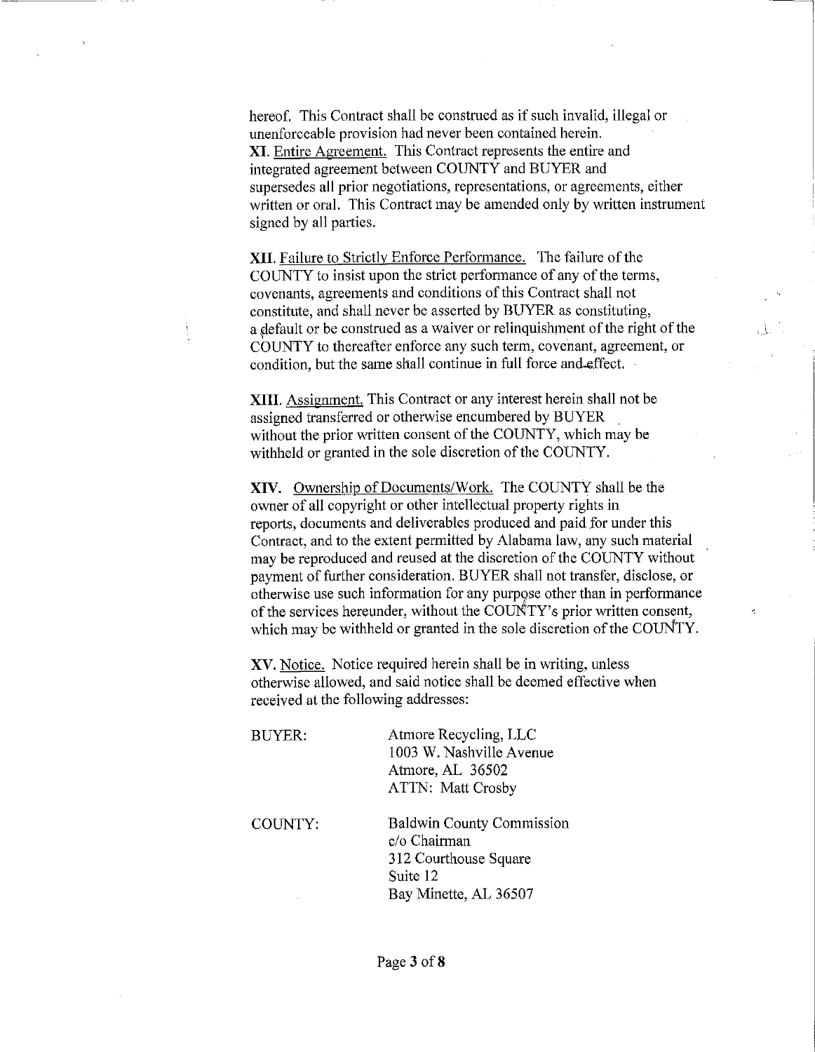hereof. This Contract shall be construed as if such invalid, illegal or unenforceable provision had never been contained herein.

**XI**. Entire Agreement. This Contract represents the entire and integrated agreement between COUNTY and BUYER and supersedes all prior negotiations, representations, or agreements, either written or oral. This Contract may be amended only by written instrument signed by all parties.

**XII**. Failure to Strictly Enforce Performance. The failure of the COUNTY to insist upon the strict performance of any of the terms, covenants, agreements and conditions of this Contract shall not constitute, and shall never be asserted by BUYER as constituting, a default or be construed as a waiver or relinquishment of the right of the COUNTY to thereafter enforce any such term, covenant, agreement, or condition, but the same shall continue in full force and effect.

**XIII**. Assignment. This Contract or any interest herein shall not be assigned transferred or otherwise encumbered by BUYER without the prior written consent of the COUNTY, which may be withheld or granted in the sole discretion of the COUNTY.

**XIV**. Ownership of Documents/Work. The COUNTY shall be the owner of all copyright or other intellectual property rights in reports, documents and deliverables produced and paid for under this Contract, and to the extent permitted by Alabama law, any such material may be reproduced and reused at the discretion of the COUNTY without payment of further consideration. BUYER shall not transfer, disclose, or otherwise use such information for any purpose other than in performance of the services hereunder, without the COUNTY's prior written consent, which may be withheld or granted in the sole discretion of the COUNTY.

**XV**. Notice. Notice required herein shall be in writing, unless otherwise allowed, and said notice shall be deemed effective when received at the following addresses:

BUYER:

Atmore Recycling, LLC
1003 W. Nashville Avenue
Atmore, AL 36502
ATTN: Matt Crosby

COUNTY:

Baldwin County Commission
c/o Chairman
312 Courthouse Square
Suite 12
Bay Minette, AL 36507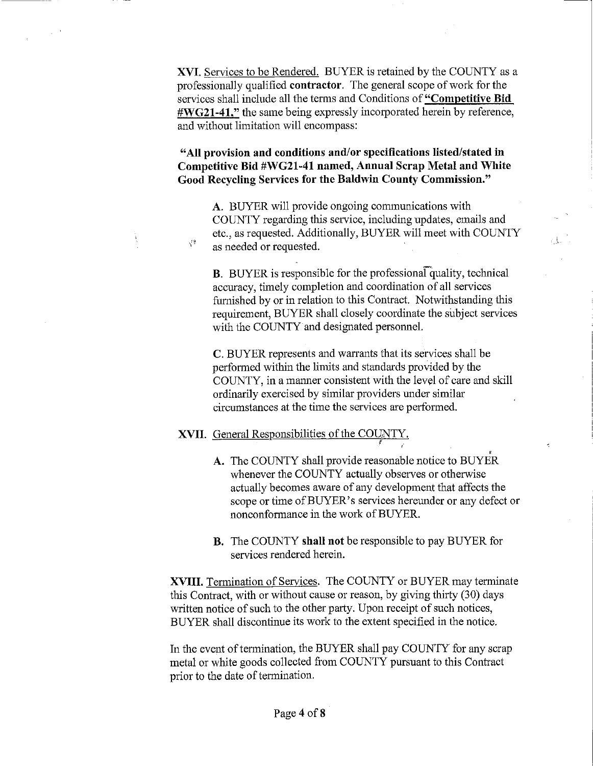**XVI.** Services to be Rendered. BUYER is retained by the COUNTY as a professionally qualified **contractor**. The general scope of work for the services shall include all the terms and Conditions of **"Competitive Bid #WG21-41,"** the same being expressly incorporated herein by reference, and without limitation will encompass:

**"All provision and conditions and/or specifications listed/stated in Competitive Bid #WG21-41 named, Annual Scrap Metal and White Good Recycling Services for the Baldwin County Commission."**

**A.** BUYER will provide ongoing communications with COUNTY regarding this service, including updates, emails and etc., as requested. Additionally, BUYER will meet with COUNTY as needed or requested.

**B.** BUYER is responsible for the professional quality, technical accuracy, timely completion and coordination of all services furnished by or in relation to this Contract. Notwithstanding this requirement, BUYER shall closely coordinate the subject services with the COUNTY and designated personnel.

**C.** BUYER represents and warrants that its services shall be performed within the limits and standards provided by the COUNTY, in a manner consistent with the level of care and skill ordinarily exercised by similar providers under similar circumstances at the time the services are performed.

**XVII.** General Responsibilities of the COUNTY.

**A.** The COUNTY shall provide reasonable notice to BUYER whenever the COUNTY actually observes or otherwise actually becomes aware of any development that affects the scope or time of BUYER's services hereunder or any defect or nonconformance in the work of BUYER.

**B.** The COUNTY **shall not** be responsible to pay BUYER for services rendered herein.

**XVIII.** Termination of Services. The COUNTY or BUYER may terminate this Contract, with or without cause or reason, by giving thirty (30) days written notice of such to the other party. Upon receipt of such notices, BUYER shall discontinue its work to the extent specified in the notice.

In the event of termination, the BUYER shall pay COUNTY for any scrap metal or white goods collected from COUNTY pursuant to this Contract prior to the date of termination.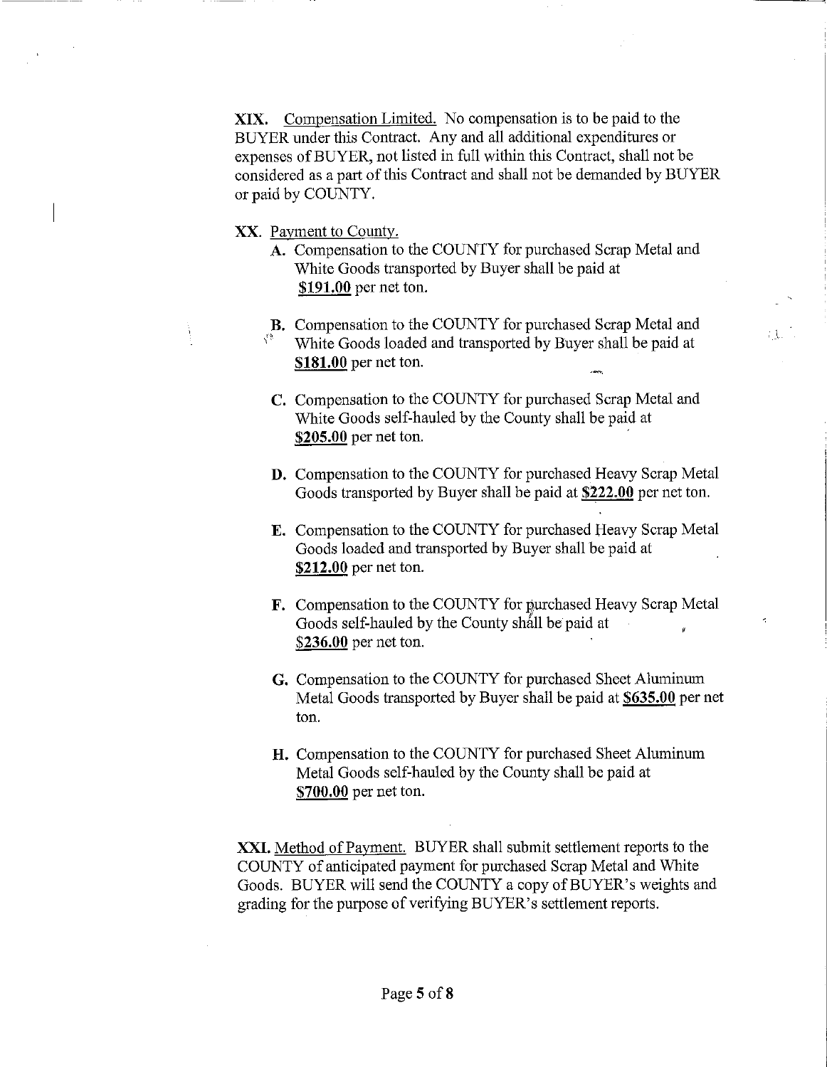**XIX.** <u>Compensation Limited.</u> No compensation is to be paid to the BUYER under this Contract. Any and all additional expenditures or expenses of BUYER, not listed in full within this Contract, shall not be considered as a part of this Contract and shall not be demanded by BUYER or paid by COUNTY.

**XX.** <u>Payment to County.</u>

**A.** Compensation to the COUNTY for purchased Scrap Metal and White Goods transported by Buyer shall be paid at **<u>$191.00</u>** per net ton.

**B.** Compensation to the COUNTY for purchased Scrap Metal and White Goods loaded and transported by Buyer shall be paid at **<u>$181.00</u>** per net ton.

**C.** Compensation to the COUNTY for purchased Scrap Metal and White Goods self-hauled by the County shall be paid at **<u>$205.00</u>** per net ton.

**D.** Compensation to the COUNTY for purchased Heavy Scrap Metal Goods transported by Buyer shall be paid at **<u>$222.00</u>** per net ton.

**E.** Compensation to the COUNTY for purchased Heavy Scrap Metal Goods loaded and transported by Buyer shall be paid at **<u>$212.00</u>** per net ton.

**F.** Compensation to the COUNTY for purchased Heavy Scrap Metal Goods self-hauled by the County shall be paid at **<u>$236.00</u>** per net ton.

**G.** Compensation to the COUNTY for purchased Sheet Aluminum Metal Goods transported by Buyer shall be paid at **<u>$635.00</u>** per net ton.

**H.** Compensation to the COUNTY for purchased Sheet Aluminum Metal Goods self-hauled by the County shall be paid at **<u>$700.00</u>** per net ton.

**XXI.** <u>Method of Payment.</u> BUYER shall submit settlement reports to the COUNTY of anticipated payment for purchased Scrap Metal and White Goods. BUYER will send the COUNTY a copy of BUYER's weights and grading for the purpose of verifying BUYER's settlement reports.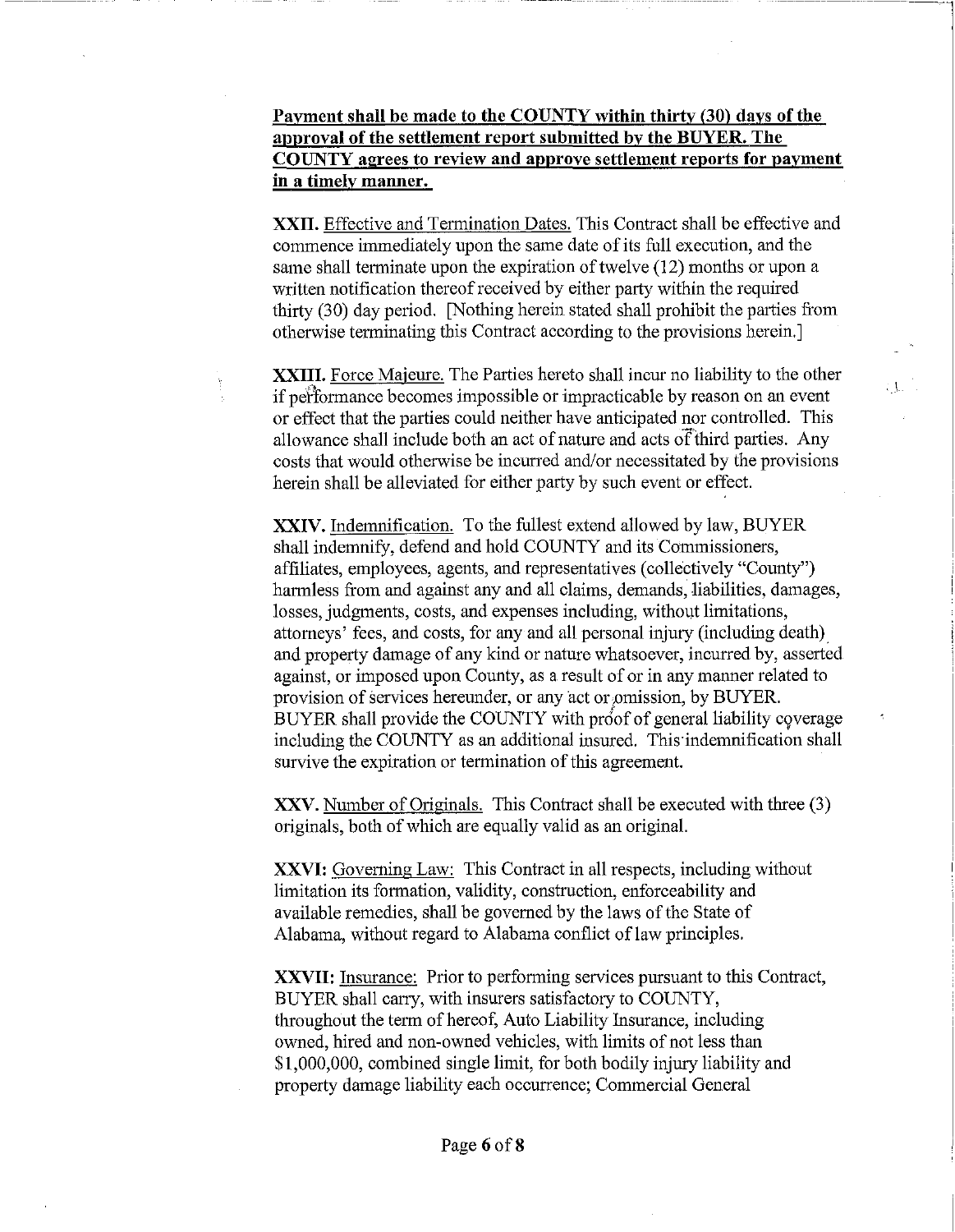**<u>Payment shall be made to the COUNTY within thirty (30) days of the approval of the settlement report submitted by the BUYER. The COUNTY agrees to review and approve settlement reports for payment in a timely manner.</u>**

**XXII.** <u>Effective and Termination Dates.</u> This Contract shall be effective and commence immediately upon the same date of its full execution, and the same shall terminate upon the expiration of twelve (12) months or upon a written notification thereof received by either party within the required thirty (30) day period. [Nothing herein stated shall prohibit the parties from otherwise terminating this Contract according to the provisions herein.]

**XXIII.** <u>Force Majeure.</u> The Parties hereto shall incur no liability to the other if performance becomes impossible or impracticable by reason on an event or effect that the parties could neither have anticipated nor controlled. This allowance shall include both an act of nature and acts of third parties. Any costs that would otherwise be incurred and/or necessitated by the provisions herein shall be alleviated for either party by such event or effect.

**XXIV.** <u>Indemnification.</u> To the fullest extend allowed by law, BUYER shall indemnify, defend and hold COUNTY and its Commissioners, affiliates, employees, agents, and representatives (collectively "County") harmless from and against any and all claims, demands, liabilities, damages, losses, judgments, costs, and expenses including, without limitations, attorneys' fees, and costs, for any and all personal injury (including death) and property damage of any kind or nature whatsoever, incurred by, asserted against, or imposed upon County, as a result of or in any manner related to provision of services hereunder, or any act or omission, by BUYER. BUYER shall provide the COUNTY with proof of general liability coverage including the COUNTY as an additional insured. This indemnification shall survive the expiration or termination of this agreement.

**XXV.** <u>Number of Originals.</u> This Contract shall be executed with three (3) originals, both of which are equally valid as an original.

**XXVI:** <u>Governing Law:</u> This Contract in all respects, including without limitation its formation, validity, construction, enforceability and available remedies, shall be governed by the laws of the State of Alabama, without regard to Alabama conflict of law principles.

**XXVII:** <u>Insurance:</u> Prior to performing services pursuant to this Contract, BUYER shall carry, with insurers satisfactory to COUNTY, throughout the term of hereof, Auto Liability Insurance, including owned, hired and non-owned vehicles, with limits of not less than $1,000,000, combined single limit, for both bodily injury liability and property damage liability each occurrence; Commercial General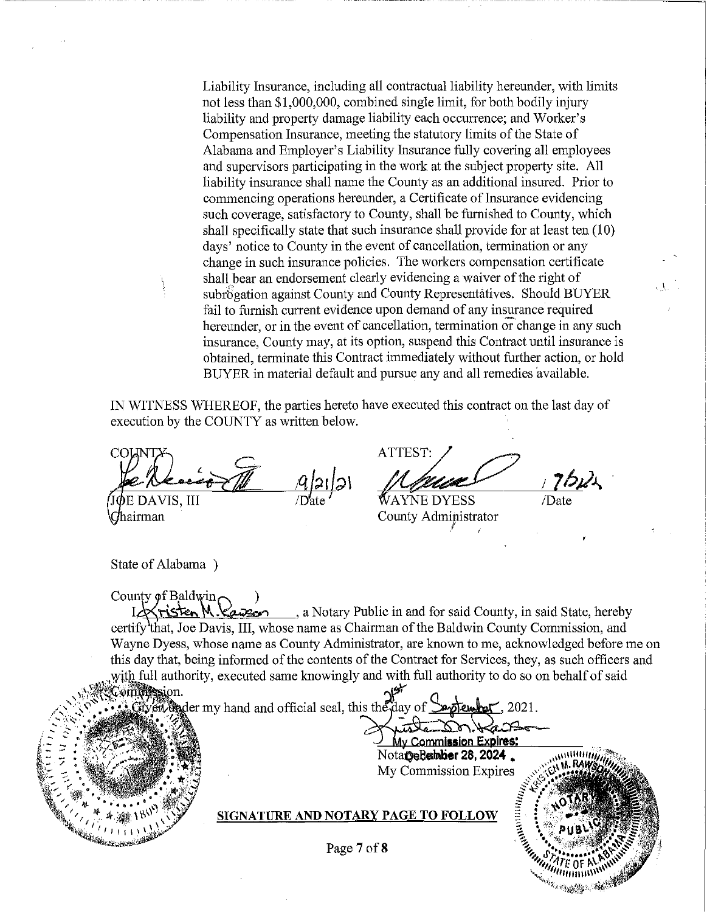Liability Insurance, including all contractual liability hereunder, with limits not less than $1,000,000, combined single limit, for both bodily injury liability and property damage liability each occurrence; and Worker's Compensation Insurance, meeting the statutory limits of the State of Alabama and Employer's Liability Insurance fully covering all employees and supervisors participating in the work at the subject property site. All liability insurance shall name the County as an additional insured. Prior to commencing operations hereunder, a Certificate of Insurance evidencing such coverage, satisfactory to County, shall be furnished to County, which shall specifically state that such insurance shall provide for at least ten (10) days' notice to County in the event of cancellation, termination or any change in such insurance policies. The workers compensation certificate shall bear an endorsement clearly evidencing a waiver of the right of subrogation against County and County Representatives. Should BUYER fail to furnish current evidence upon demand of any insurance required hereunder, or in the event of cancellation, termination or change in any such insurance, County may, at its option, suspend this Contract until insurance is obtained, terminate this Contract immediately without further action, or hold BUYER in material default and pursue any and all remedies available.

IN WITNESS WHEREOF, the parties hereto have executed this contract on the last day of execution by the COUNTY as written below.

| COUNTY | | ATTEST: | |
|---|---|---|---|
| JOE DAVIS, III | 9/21/21 /Date | WAYNE DYESS | 1/21/21 /Date |
| Chairman | | County Administrator | |

State of Alabama )

County of Baldwin )

I, Kristen M. Rawson, a Notary Public in and for said County, in said State, hereby certify that, Joe Davis, III, whose name as Chairman of the Baldwin County Commission, and Wayne Dyess, whose name as County Administrator, are known to me, acknowledged before me on this day that, being informed of the contents of the Contract for Services, they, as such officers and with full authority, executed same knowingly and with full authority to do so on behalf of said Commission.

Given under my hand and official seal, this the 21st day of September, 2021.

My Commission Expires:
October 28, 2024
Notary Public
My Commission Expires

**SIGNATURE AND NOTARY PAGE TO FOLLOW**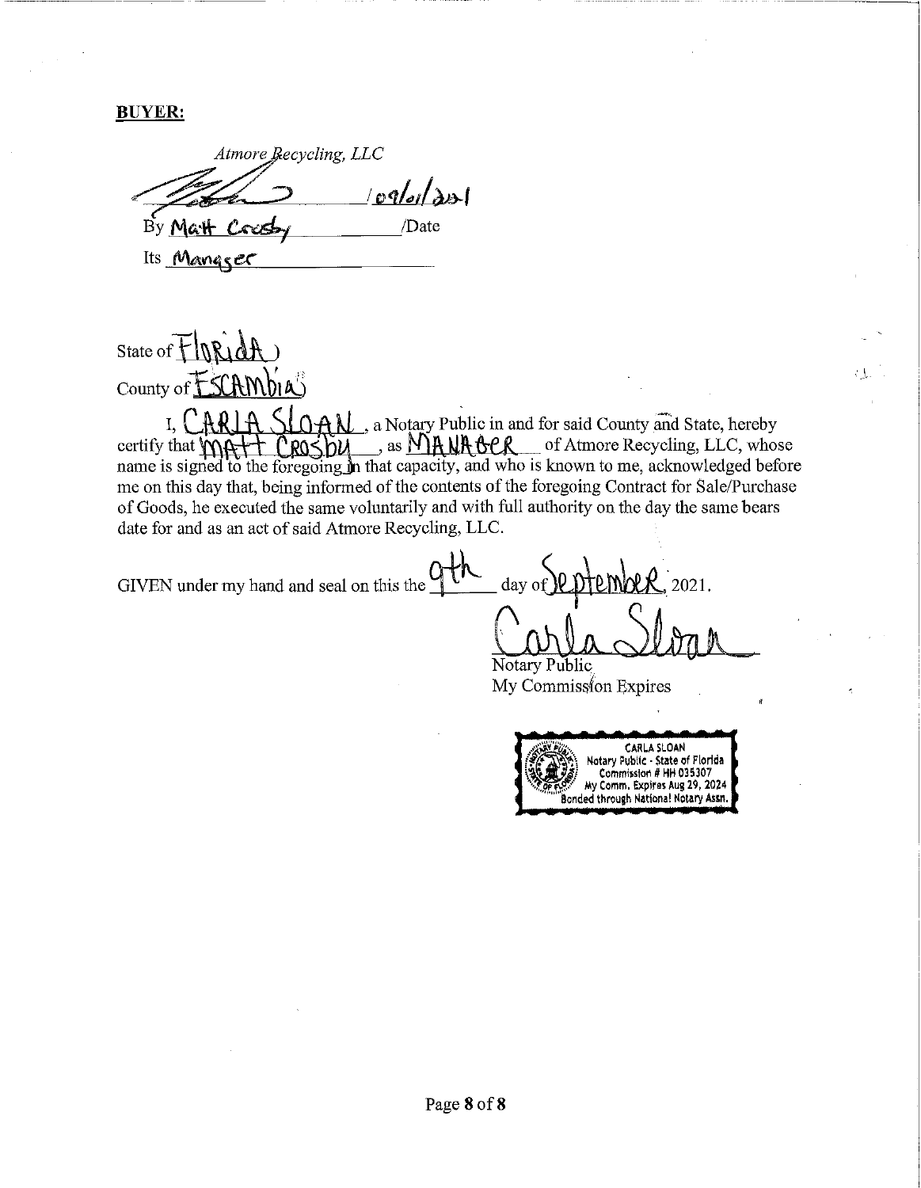**BUYER:**

*Atmore Recycling, LLC*

_______________ /09/01/2021

By Matt Crosby /Date

Its Manager

State of Florida )

County of Escambia )

I, CARLA SLOAN, a Notary Public in and for said County and State, hereby certify that Matt Crosby, as Manager of Atmore Recycling, LLC, whose name is signed to the foregoing in that capacity, and who is known to me, acknowledged before me on this day that, being informed of the contents of the foregoing Contract for Sale/Purchase of Goods, he executed the same voluntarily and with full authority on the day the same bears date for and as an act of said Atmore Recycling, LLC.

GIVEN under my hand and seal on this the 9th day of September, 2021.

Carla Sloan

Notary Public

My Commission Expires

CARLA SLOAN
Notary Public - State of Florida
Commission # HH 035307
My Comm. Expires Aug 29, 2024
Bonded through National Notary Assn.